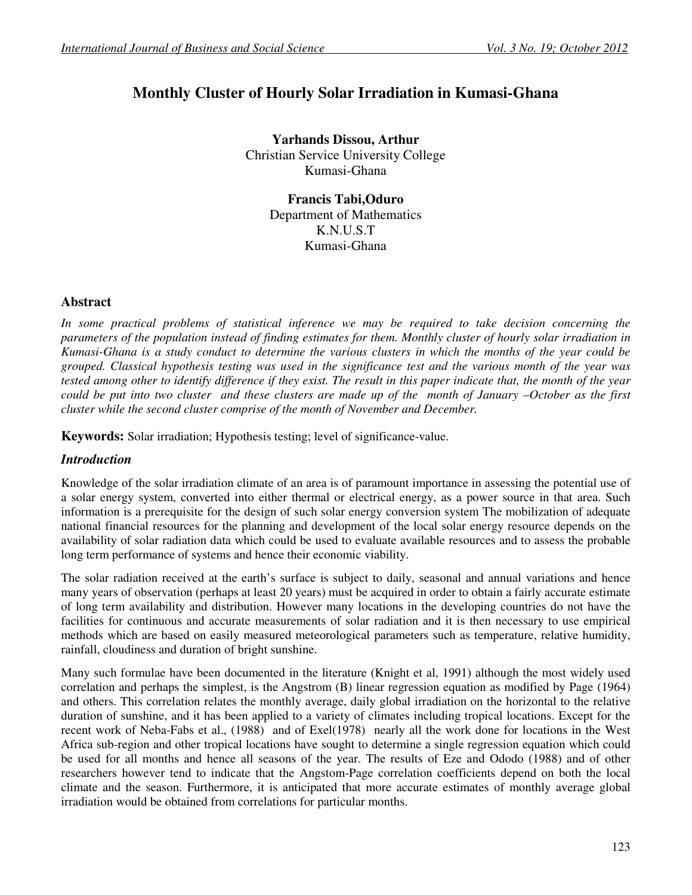# Monthly Cluster of Hourly Solar Irradiation in Kumasi-Ghana

**Yarhands Dissou, Arthur**
Christian Service University College
Kumasi-Ghana

**Francis Tabi,Oduro**
Department of Mathematics
K.N.U.S.T
Kumasi-Ghana

## Abstract

*In some practical problems of statistical inference we may be required to take decision concerning the parameters of the population instead of finding estimates for them. Monthly cluster of hourly solar irradiation in Kumasi-Ghana is a study conduct to determine the various clusters in which the months of the year could be grouped. Classical hypothesis testing was used in the significance test and the various month of the year was tested among other to identify difference if they exist. The result in this paper indicate that, the month of the year could be put into two cluster and these clusters are made up of the month of January –October as the first cluster while the second cluster comprise of the month of November and December.*

**Keywords:** Solar irradiation; Hypothesis testing; level of significance-value.

## *Introduction*

Knowledge of the solar irradiation climate of an area is of paramount importance in assessing the potential use of a solar energy system, converted into either thermal or electrical energy, as a power source in that area. Such information is a prerequisite for the design of such solar energy conversion system The mobilization of adequate national financial resources for the planning and development of the local solar energy resource depends on the availability of solar radiation data which could be used to evaluate available resources and to assess the probable long term performance of systems and hence their economic viability.

The solar radiation received at the earth's surface is subject to daily, seasonal and annual variations and hence many years of observation (perhaps at least 20 years) must be acquired in order to obtain a fairly accurate estimate of long term availability and distribution. However many locations in the developing countries do not have the facilities for continuous and accurate measurements of solar radiation and it is then necessary to use empirical methods which are based on easily measured meteorological parameters such as temperature, relative humidity, rainfall, cloudiness and duration of bright sunshine.

Many such formulae have been documented in the literature (Knight et al, 1991) although the most widely used correlation and perhaps the simplest, is the Angstrom (B) linear regression equation as modified by Page (1964) and others. This correlation relates the monthly average, daily global irradiation on the horizontal to the relative duration of sunshine, and it has been applied to a variety of climates including tropical locations. Except for the recent work of Neba-Fabs et al., (1988) and of Exel(1978) nearly all the work done for locations in the West Africa sub-region and other tropical locations have sought to determine a single regression equation which could be used for all months and hence all seasons of the year. The results of Eze and Ododo (1988) and of other researchers however tend to indicate that the Angstom-Page correlation coefficients depend on both the local climate and the season. Furthermore, it is anticipated that more accurate estimates of monthly average global irradiation would be obtained from correlations for particular months.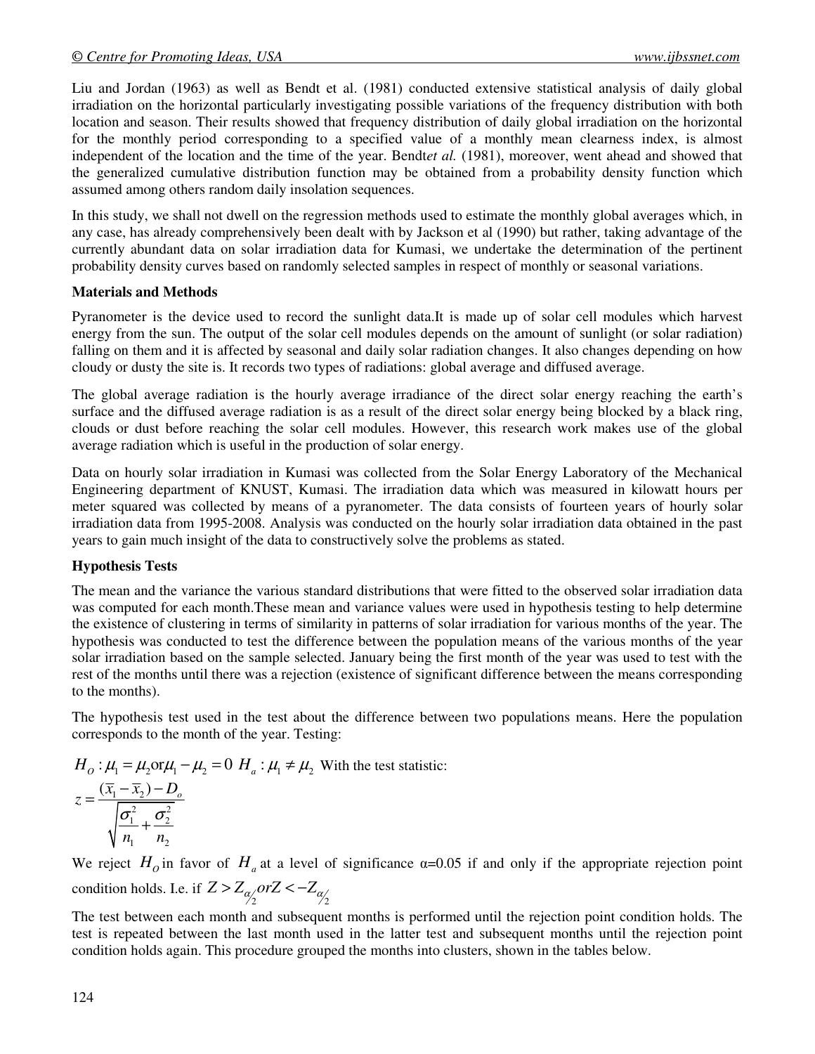Liu and Jordan (1963) as well as Bendt et al. (1981) conducted extensive statistical analysis of daily global irradiation on the horizontal particularly investigating possible variations of the frequency distribution with both location and season. Their results showed that frequency distribution of daily global irradiation on the horizontal for the monthly period corresponding to a specified value of a monthly mean clearness index, is almost independent of the location and the time of the year. Bendt*et al.* (1981), moreover, went ahead and showed that the generalized cumulative distribution function may be obtained from a probability density function which assumed among others random daily insolation sequences.

In this study, we shall not dwell on the regression methods used to estimate the monthly global averages which, in any case, has already comprehensively been dealt with by Jackson et al (1990) but rather, taking advantage of the currently abundant data on solar irradiation data for Kumasi, we undertake the determination of the pertinent probability density curves based on randomly selected samples in respect of monthly or seasonal variations.

**Materials and Methods**

Pyranometer is the device used to record the sunlight data.It is made up of solar cell modules which harvest energy from the sun. The output of the solar cell modules depends on the amount of sunlight (or solar radiation) falling on them and it is affected by seasonal and daily solar radiation changes. It also changes depending on how cloudy or dusty the site is. It records two types of radiations: global average and diffused average.

The global average radiation is the hourly average irradiance of the direct solar energy reaching the earth's surface and the diffused average radiation is as a result of the direct solar energy being blocked by a black ring, clouds or dust before reaching the solar cell modules. However, this research work makes use of the global average radiation which is useful in the production of solar energy.

Data on hourly solar irradiation in Kumasi was collected from the Solar Energy Laboratory of the Mechanical Engineering department of KNUST, Kumasi. The irradiation data which was measured in kilowatt hours per meter squared was collected by means of a pyranometer. The data consists of fourteen years of hourly solar irradiation data from 1995-2008. Analysis was conducted on the hourly solar irradiation data obtained in the past years to gain much insight of the data to constructively solve the problems as stated.

**Hypothesis Tests**

The mean and the variance the various standard distributions that were fitted to the observed solar irradiation data was computed for each month.These mean and variance values were used in hypothesis testing to help determine the existence of clustering in terms of similarity in patterns of solar irradiation for various months of the year. The hypothesis was conducted to test the difference between the population means of the various months of the year solar irradiation based on the sample selected. January being the first month of the year was used to test with the rest of the months until there was a rejection (existence of significant difference between the means corresponding to the months).

The hypothesis test used in the test about the difference between two populations means. Here the population corresponds to the month of the year. Testing:

$H_O: \mu_1 = \mu_2 \text{or} \mu_1 - \mu_2 = 0$ $H_a: \mu_1 \neq \mu_2$ With the test statistic:

$$z = \frac{(\bar{x}_1 - \bar{x}_2) - D_o}{\sqrt{\frac{\sigma_1^2}{n_1} + \frac{\sigma_2^2}{n_2}}}$$

We reject $H_O$ in favor of $H_a$ at a level of significance α=0.05 if and only if the appropriate rejection point condition holds. I.e. if $Z > Z_{\alpha/2} or Z < -Z_{\alpha/2}$

The test between each month and subsequent months is performed until the rejection point condition holds. The test is repeated between the last month used in the latter test and subsequent months until the rejection point condition holds again. This procedure grouped the months into clusters, shown in the tables below.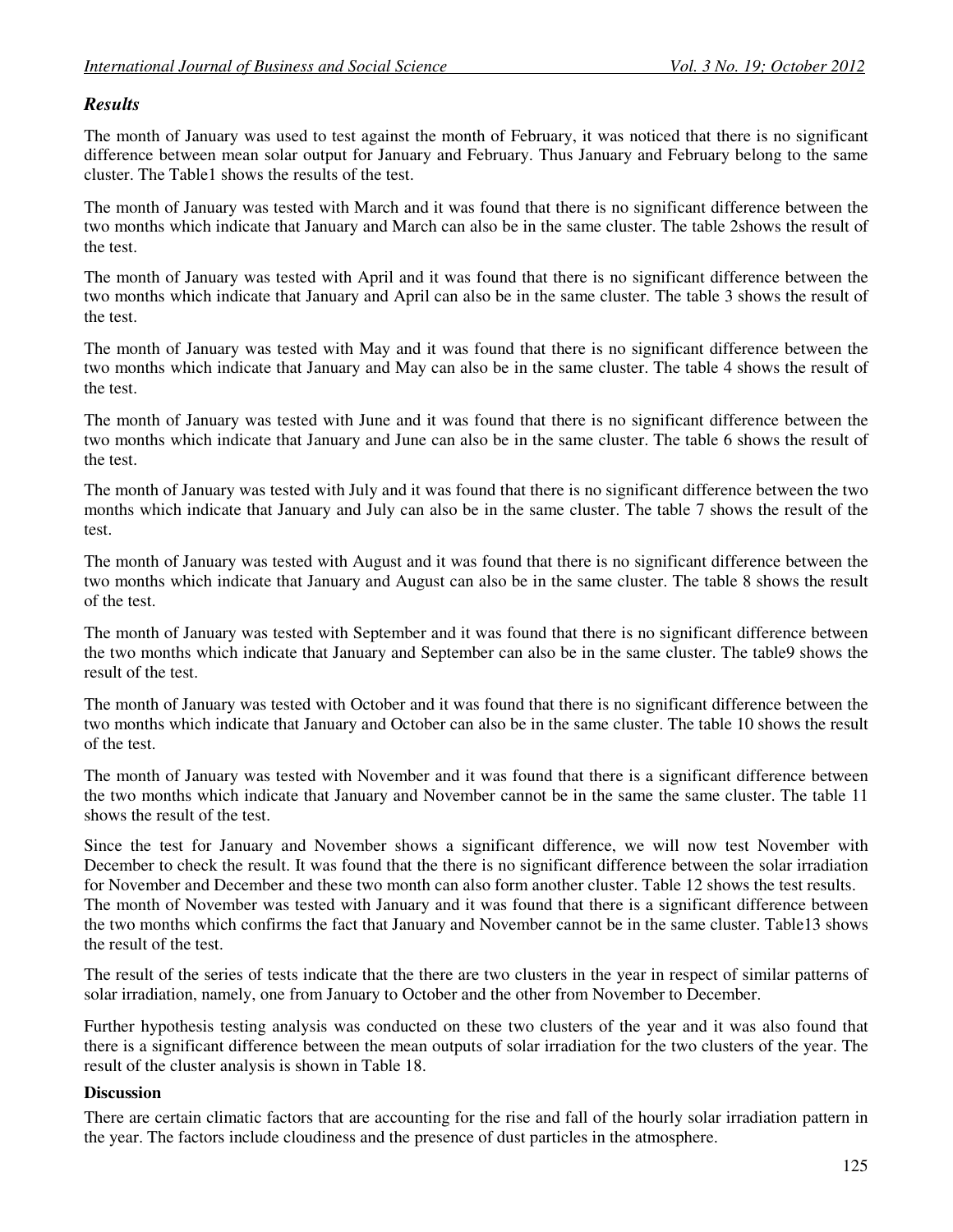## *Results*

The month of January was used to test against the month of February, it was noticed that there is no significant difference between mean solar output for January and February. Thus January and February belong to the same cluster. The Table1 shows the results of the test.

The month of January was tested with March and it was found that there is no significant difference between the two months which indicate that January and March can also be in the same cluster. The table 2shows the result of the test.

The month of January was tested with April and it was found that there is no significant difference between the two months which indicate that January and April can also be in the same cluster. The table 3 shows the result of the test.

The month of January was tested with May and it was found that there is no significant difference between the two months which indicate that January and May can also be in the same cluster. The table 4 shows the result of the test.

The month of January was tested with June and it was found that there is no significant difference between the two months which indicate that January and June can also be in the same cluster. The table 6 shows the result of the test.

The month of January was tested with July and it was found that there is no significant difference between the two months which indicate that January and July can also be in the same cluster. The table 7 shows the result of the test.

The month of January was tested with August and it was found that there is no significant difference between the two months which indicate that January and August can also be in the same cluster. The table 8 shows the result of the test.

The month of January was tested with September and it was found that there is no significant difference between the two months which indicate that January and September can also be in the same cluster. The table9 shows the result of the test.

The month of January was tested with October and it was found that there is no significant difference between the two months which indicate that January and October can also be in the same cluster. The table 10 shows the result of the test.

The month of January was tested with November and it was found that there is a significant difference between the two months which indicate that January and November cannot be in the same the same cluster. The table 11 shows the result of the test.

Since the test for January and November shows a significant difference, we will now test November with December to check the result. It was found that the there is no significant difference between the solar irradiation for November and December and these two month can also form another cluster. Table 12 shows the test results. The month of November was tested with January and it was found that there is a significant difference between the two months which confirms the fact that January and November cannot be in the same cluster. Table13 shows the result of the test.

The result of the series of tests indicate that the there are two clusters in the year in respect of similar patterns of solar irradiation, namely, one from January to October and the other from November to December.

Further hypothesis testing analysis was conducted on these two clusters of the year and it was also found that there is a significant difference between the mean outputs of solar irradiation for the two clusters of the year. The result of the cluster analysis is shown in Table 18.

**Discussion**

There are certain climatic factors that are accounting for the rise and fall of the hourly solar irradiation pattern in the year. The factors include cloudiness and the presence of dust particles in the atmosphere.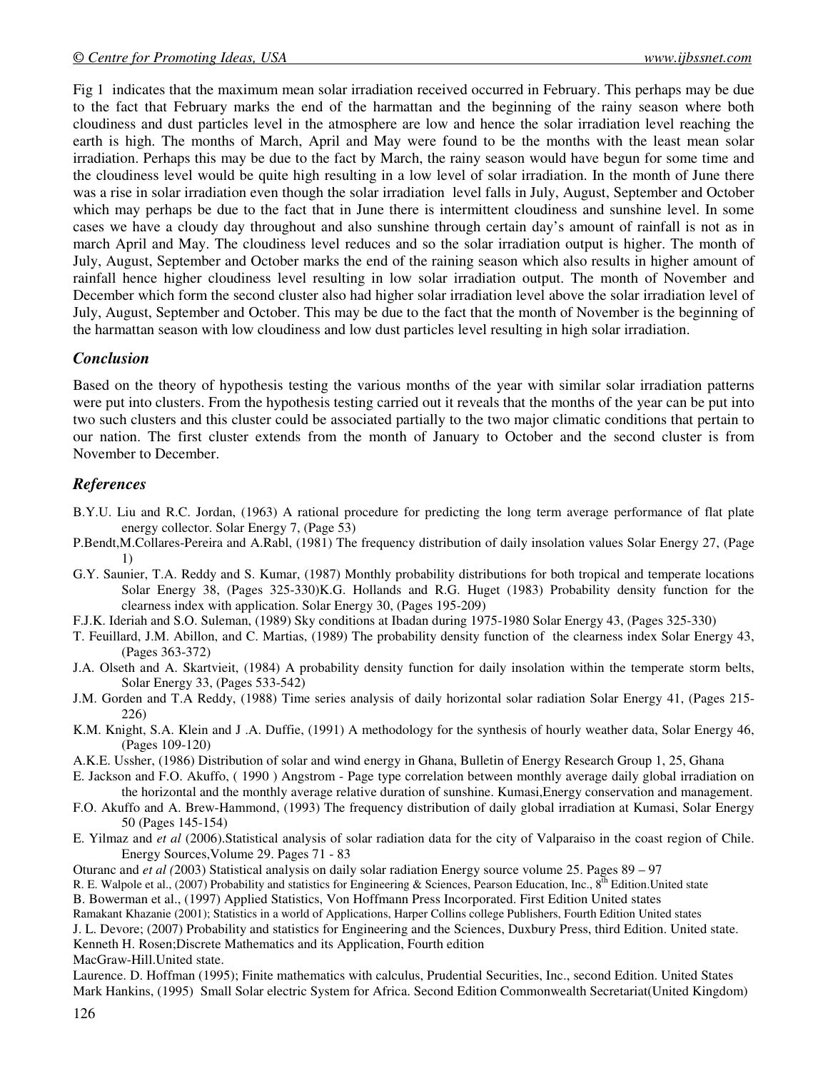Fig 1 indicates that the maximum mean solar irradiation received occurred in February. This perhaps may be due to the fact that February marks the end of the harmattan and the beginning of the rainy season where both cloudiness and dust particles level in the atmosphere are low and hence the solar irradiation level reaching the earth is high. The months of March, April and May were found to be the months with the least mean solar irradiation. Perhaps this may be due to the fact by March, the rainy season would have begun for some time and the cloudiness level would be quite high resulting in a low level of solar irradiation. In the month of June there was a rise in solar irradiation even though the solar irradiation level falls in July, August, September and October which may perhaps be due to the fact that in June there is intermittent cloudiness and sunshine level. In some cases we have a cloudy day throughout and also sunshine through certain day's amount of rainfall is not as in march April and May. The cloudiness level reduces and so the solar irradiation output is higher. The month of July, August, September and October marks the end of the raining season which also results in higher amount of rainfall hence higher cloudiness level resulting in low solaring irradiation output. The month of November and December which form the second cluster also had higher solar irradiation level above the solar irradiation level of July, August, September and October. This may be due to the fact that the month of November is the beginning of the harmattan season with low cloudiness and low dust particles level resulting in high solar irradiation.

## *Conclusion*

Based on the theory of hypothesis testing the various months of the year with similar solar irradiation patterns were put into clusters. From the hypothesis testing carried out it reveals that the months of the year can be put into two such clusters and this cluster could be associated partially to the two major climatic conditions that pertain to our nation. The first cluster extends from the month of January to October and the second cluster is from November to December.

## *References*

B.Y.U. Liu and R.C. Jordan, (1963) A rational procedure for predicting the long term average performance of flat plate energy collector. Solar Energy 7, (Page 53)

P.Bendt,M.Collares-Pereira and A.Rabl, (1981) The frequency distribution of daily insolation values Solar Energy 27, (Page 1)

G.Y. Saunier, T.A. Reddy and S. Kumar, (1987) Monthly probability distributions for both tropical and temperate locations Solar Energy 38, (Pages 325-330)K.G. Hollands and R.G. Huget (1983) Probability density function for the clearness index with application. Solar Energy 30, (Pages 195-209)

F.J.K. Ideriah and S.O. Suleman, (1989) Sky conditions at Ibadan during 1975-1980 Solar Energy 43, (Pages 325-330)

T. Feuillard, J.M. Abillon, and C. Martias, (1989) The probability density function of the clearness index Solar Energy 43, (Pages 363-372)

J.A. Olseth and A. Skartvieit, (1984) A probability density function for daily insolation within the temperate storm belts, Solar Energy 33, (Pages 533-542)

J.M. Gorden and T.A Reddy, (1988) Time series analysis of daily horizontal solar radiation Solar Energy 41, (Pages 215-226)

K.M. Knight, S.A. Klein and J .A. Duffie, (1991) A methodology for the synthesis of hourly weather data, Solar Energy 46, (Pages 109-120)

A.K.E. Ussher, (1986) Distribution of solar and wind energy in Ghana, Bulletin of Energy Research Group 1, 25, Ghana

E. Jackson and F.O. Akuffo, ( 1990 ) Angstrom - Page type correlation between monthly average daily global irradiation on the horizontal and the monthly average relative duration of sunshine. Kumasi,Energy conservation and management.

F.O. Akuffo and A. Brew-Hammond, (1993) The frequency distribution of daily global irradiation at Kumasi, Solar Energy 50 (Pages 145-154)

E. Yilmaz and *et al* (2006).Statistical analysis of solar radiation data for the city of Valparaiso in the coast region of Chile. Energy Sources,Volume 29. Pages 71 - 83

Oturanc and *et al (*2003) Statistical analysis on daily solar radiation Energy source volume 25. Pages 89 – 97

R. E. Walpole et al., (2007) Probability and statistics for Engineering & Sciences, Pearson Education, Inc., 8th Edition.United state

B. Bowerman et al., (1997) Applied Statistics, Von Hoffmann Press Incorporated. First Edition United states

Ramakant Khazanie (2001); Statistics in a world of Applications, Harper Collins college Publishers, Fourth Edition United states

J. L. Devore; (2007) Probability and statistics for Engineering and the Sciences, Duxbury Press, third Edition. United state.

Kenneth H. Rosen;Discrete Mathematics and its Application, Fourth edition

MacGraw-Hill.United state.

Laurence. D. Hoffman (1995); Finite mathematics with calculus, Prudential Securities, Inc., second Edition. United States

Mark Hankins, (1995) Small Solar electric System for Africa. Second Edition Commonwealth Secretariat(United Kingdom)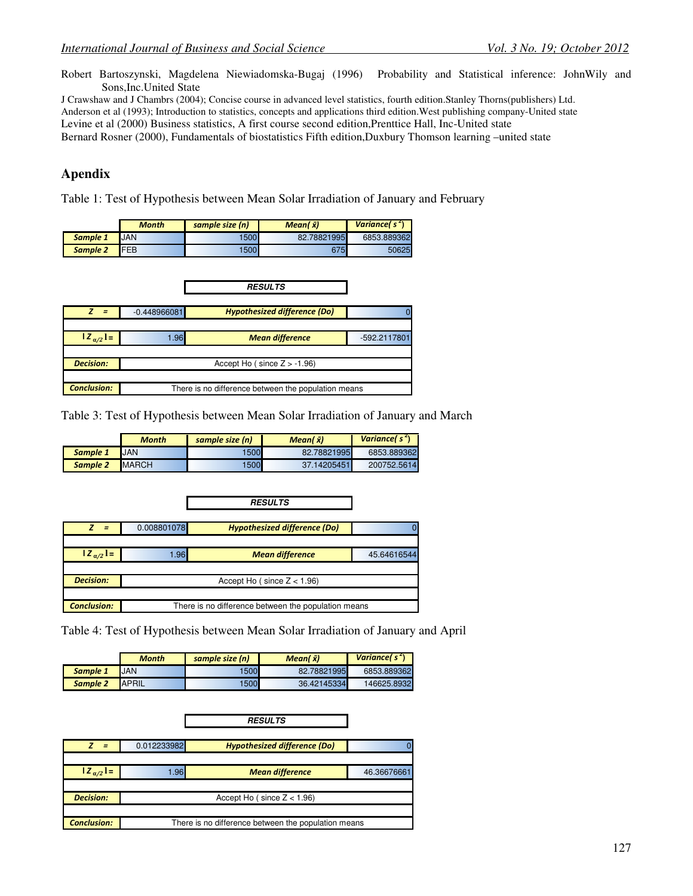Robert Bartoszynski, Magdelena Niewiadomska-Bugaj (1996) Probability and Statistical inference: JohnWily and Sons,Inc.United State

J Crawshaw and J Chambrs (2004); Concise course in advanced level statistics, fourth edition.Stanley Thorns(publishers) Ltd.

Anderson et al (1993); Introduction to statistics, concepts and applications third edition.West publishing company-United state

Levine et al (2000) Business statistics, A first course second edition,Prenttice Hall, Inc-United state

Bernard Rosner (2000), Fundamentals of biostatistics Fifth edition,Duxbury Thomson learning –united state

## Apendix

Table 1: Test of Hypothesis between Mean Solar Irradiation of January and February

| | Month | sample size (n) | Mean( $\bar{x}$) | Variance( $s^2$) |
|---|---|---|---|---|
| Sample 1 | JAN | 1500 | 82.78821995 | 6853.889362 |
| Sample 2 | FEB | 1500 | 675 | 50625 |

**RESULTS**

| | | | |
|---|---|---|---|
| Z = | -0.448966081 | Hypothesized difference (Do) | 0 |
| $\lvert Z_{\alpha/2} \rvert$ = | 1.96 | Mean difference | -592.2117801 |
| Decision: | Accept Ho ( since Z > -1.96) | | |
| Conclusion: | There is no difference between the population means | | |

Table 3: Test of Hypothesis between Mean Solar Irradiation of January and March

| | Month | sample size (n) | Mean( $\bar{x}$) | Variance( $s^2$) |
|---|---|---|---|---|
| Sample 1 | JAN | 1500 | 82.78821995 | 6853.889362 |
| Sample 2 | MARCH | 1500 | 37.14205451 | 200752.5614 |

**RESULTS**

| | | | |
|---|---|---|---|
| Z = | 0.008801078 | Hypothesized difference (Do) | 0 |
| $\lvert Z_{\alpha/2} \rvert$ = | 1.96 | Mean difference | 45.64616544 |
| Decision: | Accept Ho ( since Z < 1.96) | | |
| Conclusion: | There is no difference between the population means | | |

Table 4: Test of Hypothesis between Mean Solar Irradiation of January and April

| | Month | sample size (n) | Mean( $\bar{x}$) | Variance( $s^2$) |
|---|---|---|---|---|
| Sample 1 | JAN | 1500 | 82.78821995 | 6853.889362 |
| Sample 2 | APRIL | 1500 | 36.42145334 | 146625.8932 |

**RESULTS**

| | | | |
|---|---|---|---|
| Z = | 0.012233982 | Hypothesized difference (Do) | 0 |
| $\lvert Z_{\alpha/2} \rvert$ = | 1.96 | Mean difference | 46.36676661 |
| Decision: | Accept Ho ( since Z < 1.96) | | |
| Conclusion: | There is no difference between the population means | | |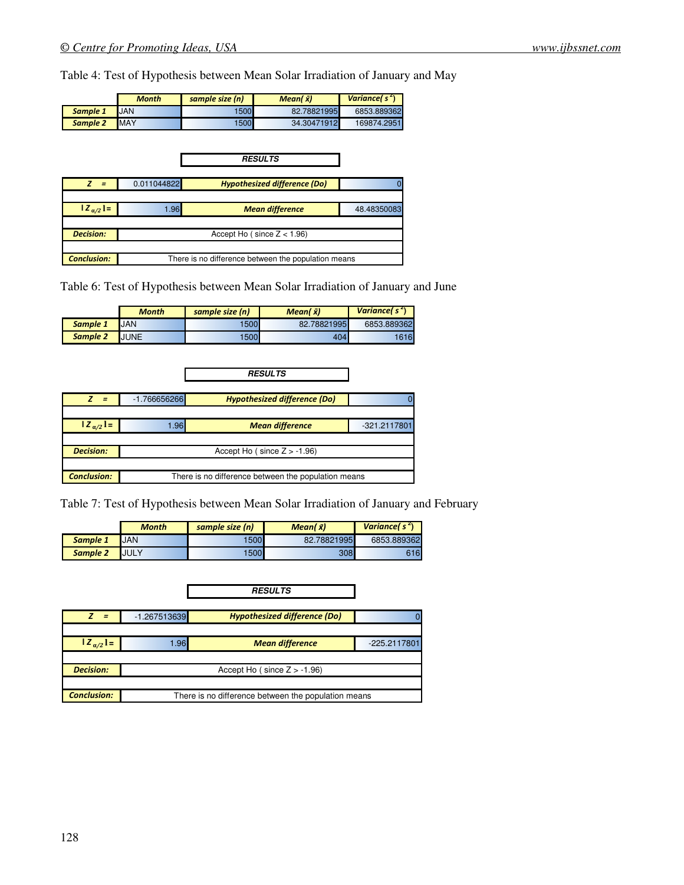Table 4: Test of Hypothesis between Mean Solar Irradiation of January and May

| | Month | sample size (n) | Mean( $\bar{x}$) | Variance( $s^2$) |
|---|---|---|---|---|
| Sample 1 | JAN | 1500 | 82.78821995 | 6853.889362 |
| Sample 2 | MAY | 1500 | 34.30471912 | 169874.2951 |

**RESULTS**

| | | | |
|---|---|---|---|
| Z = | 0.011044822 | Hypothesized difference (Do) | 0 |
| $\lvert Z_{\alpha/2} \rvert$ = | 1.96 | Mean difference | 48.48350083 |
| Decision: | Accept Ho ( since Z < 1.96) | | |
| Conclusion: | There is no difference between the population means | | |

Table 6: Test of Hypothesis between Mean Solar Irradiation of January and June

| | Month | sample size (n) | Mean( $\bar{x}$) | Variance( $s^2$) |
|---|---|---|---|---|
| Sample 1 | JAN | 1500 | 82.78821995 | 6853.889362 |
| Sample 2 | JUNE | 1500 | 404 | 1616 |

**RESULTS**

| | | | |
|---|---|---|---|
| Z = | -1.766656266 | Hypothesized difference (Do) | 0 |
| $\lvert Z_{\alpha/2} \rvert$ = | 1.96 | Mean difference | -321.2117801 |
| Decision: | Accept Ho ( since Z > -1.96) | | |
| Conclusion: | There is no difference between the population means | | |

Table 7: Test of Hypothesis between Mean Solar Irradiation of January and February

| | Month | sample size (n) | Mean( $\bar{x}$) | Variance( $s^2$) |
|---|---|---|---|---|
| Sample 1 | JAN | 1500 | 82.78821995 | 6853.889362 |
| Sample 2 | JULY | 1500 | 308 | 616 |

**RESULTS**

| | | | |
|---|---|---|---|
| Z = | -1.267513639 | Hypothesized difference (Do) | 0 |
| $\lvert Z_{\alpha/2} \rvert$ = | 1.96 | Mean difference | -225.2117801 |
| Decision: | Accept Ho ( since Z > -1.96) | | |
| Conclusion: | There is no difference between the population means | | |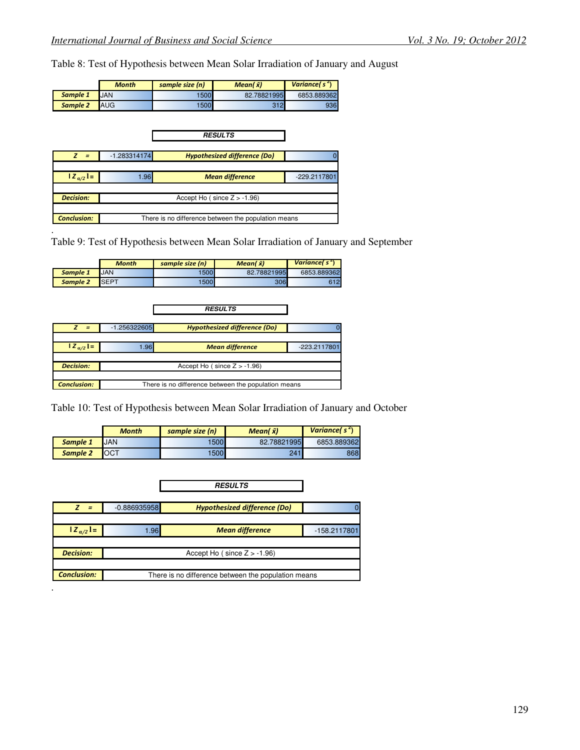Table 8: Test of Hypothesis between Mean Solar Irradiation of January and August

| | Month | sample size (n) | Mean( $\bar{x}$) | Variance( $s^2$) |
|---|---|---|---|---|
| Sample 1 | JAN | 1500 | 82.78821995 | 6853.889362 |
| Sample 2 | AUG | 1500 | 312 | 936 |

**RESULTS**

| | | | |
|---|---|---|---|
| Z = | -1.283314174 | Hypothesized difference (Do) | 0 |
| $\lvert Z_{\alpha/2} \rvert$= | 1.96 | Mean difference | -229.2117801 |
| Decision: | Accept Ho ( since Z > -1.96) | | |
| Conclusion: | There is no difference between the population means | | |

Table 9: Test of Hypothesis between Mean Solar Irradiation of January and September

| | Month | sample size (n) | Mean( $\bar{x}$) | Variance( $s^2$) |
|---|---|---|---|---|
| Sample 1 | JAN | 1500 | 82.78821995 | 6853.889362 |
| Sample 2 | SEPT | 1500 | 306 | 612 |

**RESULTS**

| | | | |
|---|---|---|---|
| Z = | -1.256322605 | Hypothesized difference (Do) | 0 |
| $\lvert Z_{\alpha/2} \rvert$= | 1.96 | Mean difference | -223.2117801 |
| Decision: | Accept Ho ( since Z > -1.96) | | |
| Conclusion: | There is no difference between the population means | | |

Table 10: Test of Hypothesis between Mean Solar Irradiation of January and October

| | Month | sample size (n) | Mean( $\bar{x}$) | Variance( $s^2$) |
|---|---|---|---|---|
| Sample 1 | JAN | 1500 | 82.78821995 | 6853.889362 |
| Sample 2 | OCT | 1500 | 241 | 868 |

**RESULTS**

| | | | |
|---|---|---|---|
| Z = | -0.886935958 | Hypothesized difference (Do) | 0 |
| $\lvert Z_{\alpha/2} \rvert$= | 1.96 | Mean difference | -158.2117801 |
| Decision: | Accept Ho ( since Z > -1.96) | | |
| Conclusion: | There is no difference between the population means | | |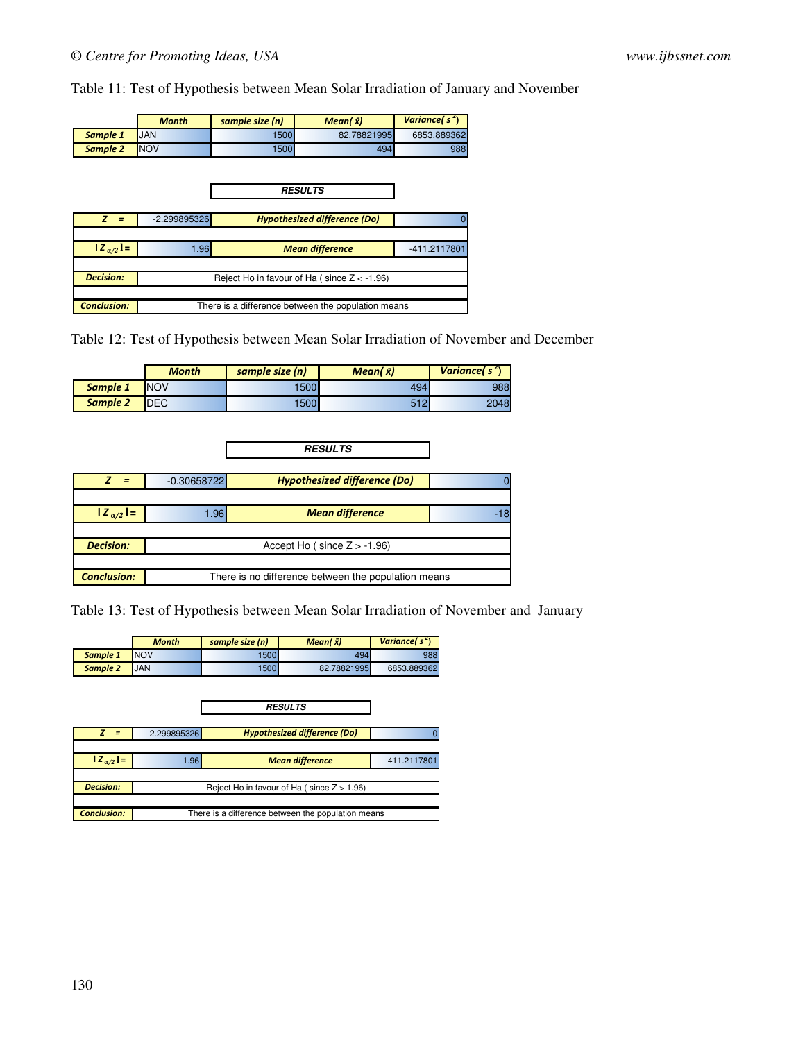Table 11: Test of Hypothesis between Mean Solar Irradiation of January and November

| | Month | sample size (n) | Mean( $\bar{x}$) | Variance( $s^2$) |
|---|---|---|---|---|
| Sample 1 | JAN | 1500 | 82.78821995 | 6853.889362 |
| Sample 2 | NOV | 1500 | 494 | 988 |

RESULTS

| | | | |
|---|---|---|---|
| Z = | -2.299895326 | Hypothesized difference (Do) | 0 |
| $\lvert Z_{\alpha/2} \rvert$ = | 1.96 | Mean difference | -411.2117801 |
| Decision: | Reject Ho in favour of Ha ( since Z < -1.96) | | |
| Conclusion: | There is a difference between the population means | | |

Table 12: Test of Hypothesis between Mean Solar Irradiation of November and December

| | Month | sample size (n) | Mean( $\bar{x}$) | Variance( $s^2$) |
|---|---|---|---|---|
| Sample 1 | NOV | 1500 | 494 | 988 |
| Sample 2 | DEC | 1500 | 512 | 2048 |

RESULTS

| | | | |
|---|---|---|---|
| Z = | -0.30658722 | Hypothesized difference (Do) | 0 |
| $\lvert Z_{\alpha/2} \rvert$ = | 1.96 | Mean difference | -18 |
| Decision: | Accept Ho ( since Z > -1.96) | | |
| Conclusion: | There is no difference between the population means | | |

Table 13: Test of Hypothesis between Mean Solar Irradiation of November and January

| | Month | sample size (n) | Mean( $\bar{x}$) | Variance( $s^2$) |
|---|---|---|---|---|
| Sample 1 | NOV | 1500 | 494 | 988 |
| Sample 2 | JAN | 1500 | 82.78821995 | 6853.889362 |

RESULTS

| | | | |
|---|---|---|---|
| Z = | 2.299895326 | Hypothesized difference (Do) | 0 |
| $\lvert Z_{\alpha/2} \rvert$ = | 1.96 | Mean difference | 411.2117801 |
| Decision: | Reject Ho in favour of Ha ( since Z > 1.96) | | |
| Conclusion: | There is a difference between the population means | | |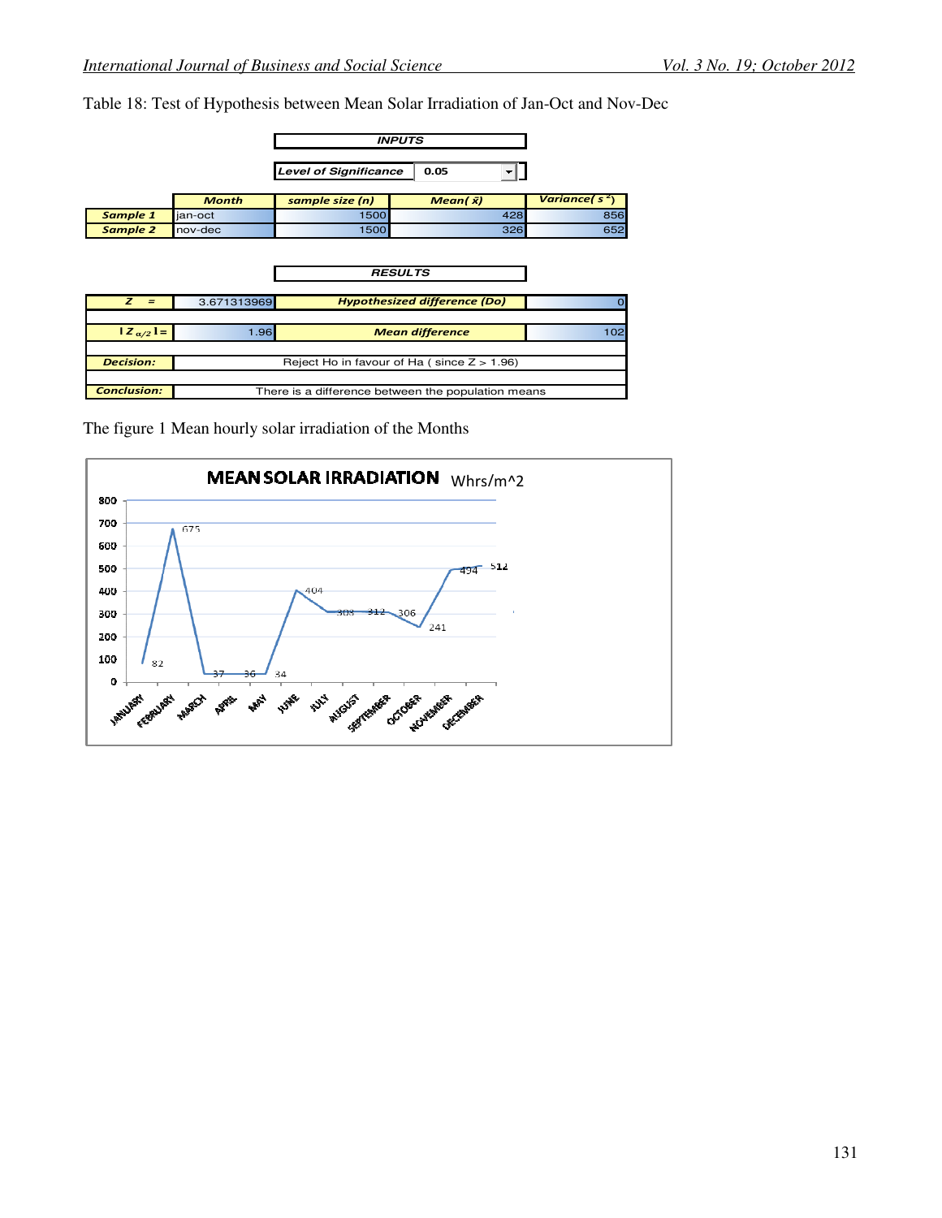Table 18: Test of Hypothesis between Mean Solar Irradiation of Jan-Oct and Nov-Dec

**INPUTS**

| Level of Significance | 0.05 |
|---|---|

| | Month | sample size (n) | Mean( $\bar{x}$) | Variance( $s^2$) |
|---|---|---|---|---|
| Sample 1 | jan-oct | 1500 | 428 | 856 |
| Sample 2 | nov-dec | 1500 | 326 | 652 |

**RESULTS**

| | | | |
|---|---|---|---|
| Z = | 3.671313969 | Hypothesized difference (Do) | 0 |
| $\lvert Z_{\alpha/2} \rvert$ = | 1.96 | Mean difference | 102 |
| Decision: | Reject Ho in favour of Ha ( since Z > 1.96) | | |
| Conclusion: | There is a difference between the population means | | |

The figure 1 Mean hourly solar irradiation of the Months

MEAN SOLAR IRRADIATION Whrs/m^2

800
700
600
500
400
300
200
100
0

82
675
37
36
34
404
308
312
306
241
494
512

JANUARY FEBRUARY MARCH APRIL MAY JUNE JULY AUGUST SEPTEMBER OCTOBER NOVEMBER DECEMBER